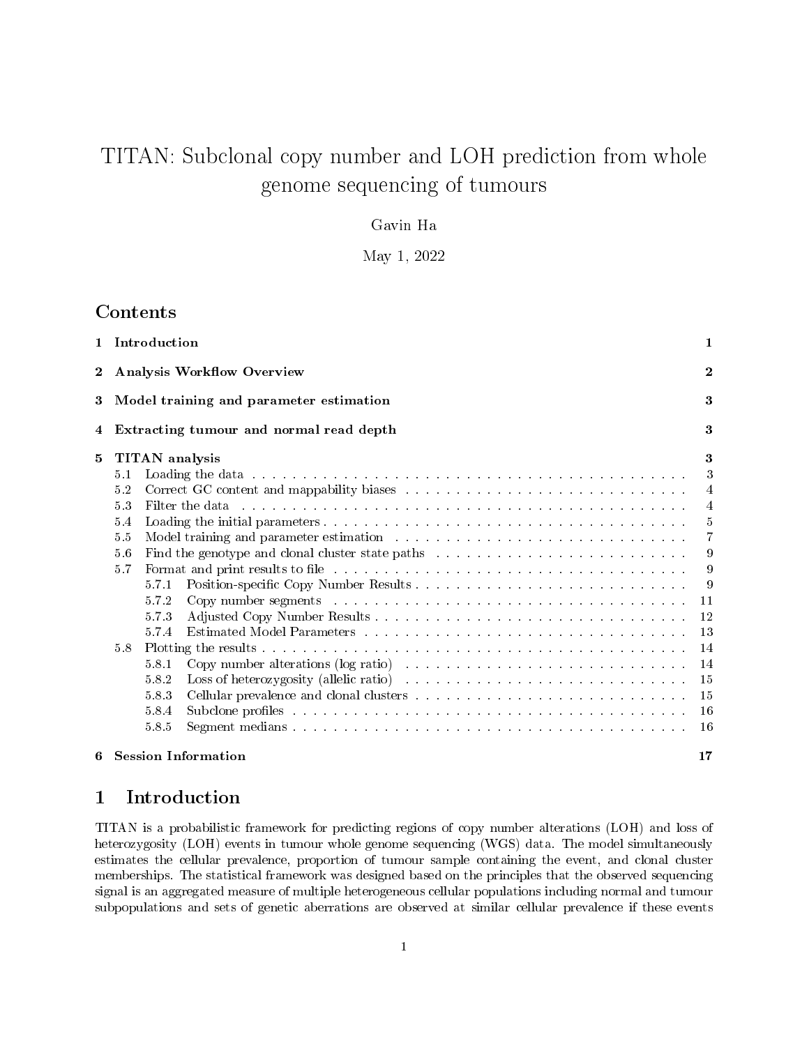# TITAN: Subclonal copy number and LOH prediction from whole genome sequencing of tumours

Gavin Ha

May 1, 2022

## Contents

1 Introduction 1

2 Analysis Workflow Overview 2

3 Model training and parameter estimation 3

4 Extracting tumour and normal read depth 3

5 TITAN analysis 3
- 5.1 Loading the data 3
- 5.2 Correct GC content and mappability biases 4
- 5.3 Filter the data 4
- 5.4 Loading the initial parameters 5
- 5.5 Model training and parameter estimation 7
- 5.6 Find the genotype and clonal cluster state paths 9
- 5.7 Format and print results to file 9
  - 5.7.1 Position-specific Copy Number Results 9
  - 5.7.2 Copy number segments 11
  - 5.7.3 Adjusted Copy Number Results 12
  - 5.7.4 Estimated Model Parameters 13
- 5.8 Plotting the results 14
  - 5.8.1 Copy number alterations (log ratio) 14
  - 5.8.2 Loss of heterozygosity (allelic ratio) 15
  - 5.8.3 Cellular prevalence and clonal clusters 15
  - 5.8.4 Subclone profiles 16
  - 5.8.5 Segment medians 16

6 Session Information 17

## 1 Introduction

TITAN is a probabilistic framework for predicting regions of copy number alterations (LOH) and loss of heterozygosity (LOH) events in tumour whole genome sequencing (WGS) data. The model simultaneously estimates the cellular prevalence, proportion of tumour sample containing the event, and clonal cluster memberships. The statistical framework was designed based on the principles that the observed sequencing signal is an aggregated measure of multiple heterogeneous cellular populations including normal and tumour subpopulations and sets of genetic aberrations are observed at similar cellular prevalence if these events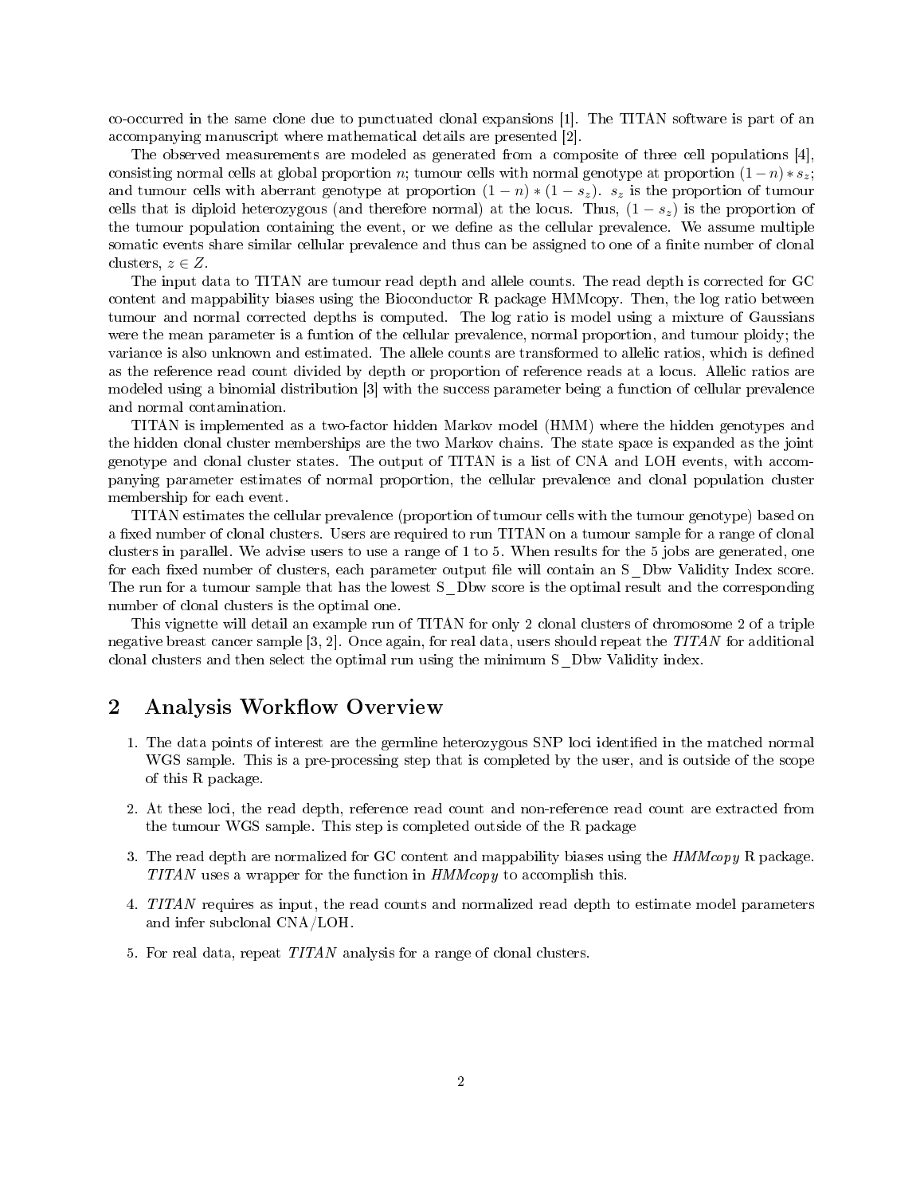co-occurred in the same clone due to punctuated clonal expansions [1]. The TITAN software is part of an accompanying manuscript where mathematical details are presented [2].

The observed measurements are modeled as generated from a composite of three cell populations [4], consisting normal cells at global proportion $n$; tumour cells with normal genotype at proportion $(1-n)*s_z$; and tumour cells with aberrant genotype at proportion $(1-n)*(1-s_z)$. $s_z$ is the proportion of tumour cells that is diploid heterozygous (and therefore normal) at the locus. Thus, $(1-s_z)$ is the proportion of the tumour population containing the event, or we define as the cellular prevalence. We assume multiple somatic events share similar cellular prevalence and thus can be assigned to one of a finite number of clonal clusters, $z \in Z$.

The input data to TITAN are tumour read depth and allele counts. The read depth is corrected for GC content and mappability biases using the Bioconductor R package HMMcopy. Then, the log ratio between tumour and normal corrected depths is computed. The log ratio is model using a mixture of Gaussians were the mean parameter is a funtion of the cellular prevalence, normal proportion, and tumour ploidy; the variance is also unknown and estimated. The allele counts are transformed to allelic ratios, which is defined as the reference read count divided by depth or proportion of reference reads at a locus. Allelic ratios are modeled using a binomial distribution [3] with the success parameter being a function of cellular prevalence and normal contamination.

TITAN is implemented as a two-factor hidden Markov model (HMM) where the hidden genotypes and the hidden clonal cluster memberships are the two Markov chains. The state space is expanded as the joint genotype and clonal cluster states. The output of TITAN is a list of CNA and LOH events, with accompanying parameter estimates of normal proportion, the cellular prevalence and clonal population cluster membership for each event.

TITAN estimates the cellular prevalence (proportion of tumour cells with the tumour genotype) based on a fixed number of clonal clusters. Users are required to run TITAN on a tumour sample for a range of clonal clusters in parallel. We advise users to use a range of 1 to 5. When results for the 5 jobs are generated, one for each fixed number of clusters, each parameter output file will contain an S_Dbw Validity Index score. The run for a tumour sample that has the lowest S_Dbw score is the optimal result and the corresponding number of clonal clusters is the optimal one.

This vignette will detail an example run of TITAN for only 2 clonal clusters of chromosome 2 of a triple negative breast cancer sample [3, 2]. Once again, for real data, users should repeat the *TITAN* for additional clonal clusters and then select the optimal run using the minimum S_Dbw Validity index.

## 2 Analysis Workflow Overview

1. The data points of interest are the germline heterozygous SNP loci identified in the matched normal WGS sample. This is a pre-processing step that is completed by the user, and is outside of the scope of this R package.

2. At these loci, the read depth, reference read count and non-reference read count are extracted from the tumour WGS sample. This step is completed outside of the R package

3. The read depth are normalized for GC content and mappability biases using the *HMMcopy* R package. *TITAN* uses a wrapper for the function in *HMMcopy* to accomplish this.

4. *TITAN* requires as input, the read counts and normalized read depth to estimate model parameters and infer subclonal CNA/LOH.

5. For real data, repeat *TITAN* analysis for a range of clonal clusters.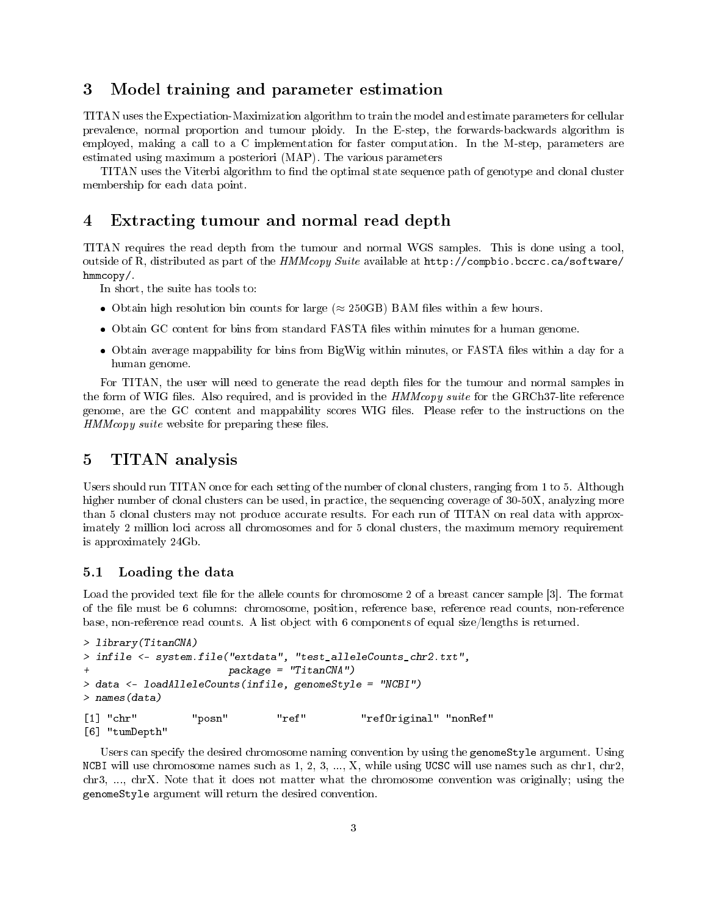## 3 Model training and parameter estimation

TITAN uses the Expectiation-Maximization algorithm to train the model and estimate parameters for cellular prevalence, normal proportion and tumour ploidy. In the E-step, the forwards-backwards algorithm is employed, making a call to a C implementation for faster computation. In the M-step, parameters are estimated using maximum a posteriori (MAP). The various parameters

TITAN uses the Viterbi algorithm to find the optimal state sequence path of genotype and clonal cluster membership for each data point.

## 4 Extracting tumour and normal read depth

TITAN requires the read depth from the tumour and normal WGS samples. This is done using a tool, outside of R, distributed as part of the *HMMcopy Suite* available at `http://compbio.bccrc.ca/software/hmmcopy/`.

In short, the suite has tools to:

- Obtain high resolution bin counts for large ($\approx$ 250GB) BAM files within a few hours.
- Obtain GC content for bins from standard FASTA files within minutes for a human genome.
- Obtain average mappability for bins from BigWig within minutes, or FASTA files within a day for a human genome.

For TITAN, the user will need to generate the read depth files for the tumour and normal samples in the form of WIG files. Also required, and is provided in the *HMMcopy suite* for the GRCh37-lite reference genome, are the GC content and mappability scores WIG files. Please refer to the instructions on the *HMMcopy suite* website for preparing these files.

## 5 TITAN analysis

Users should run TITAN once for each setting of the number of clonal clusters, ranging from 1 to 5. Although higher number of clonal clusters can be used, in practice, the sequencing coverage of 30-50X, analyzing more than 5 clonal clusters may not produce accurate results. For each run of TITAN on real data with approximately 2 million loci across all chromosomes and for 5 clonal clusters, the maximum memory requirement is approximately 24Gb.

### 5.1 Loading the data

Load the provided text file for the allele counts for chromosome 2 of a breast cancer sample [3]. The format of the file must be 6 columns: chromosome, position, reference base, reference read counts, non-reference base, non-reference read counts. A list object with 6 components of equal size/lengths is returned.

```
> library(TitanCNA)
> infile <- system.file("extdata", "test_alleleCounts_chr2.txt",
+                       package = "TitanCNA")
> data <- loadAlleleCounts(infile, genomeStyle = "NCBI")
> names(data)

[1] "chr"         "posn"        "ref"         "refOriginal" "nonRef"
[6] "tumDepth"
```

Users can specify the desired chromosome naming convention by using the `genomeStyle` argument. Using `NCBI` will use chromosome names such as 1, 2, 3, ..., X, while using `UCSC` will use names such as chr1, chr2, chr3, ..., chrX. Note that it does not matter what the chromosome convention was originally; using the `genomeStyle` argument will return the desired convention.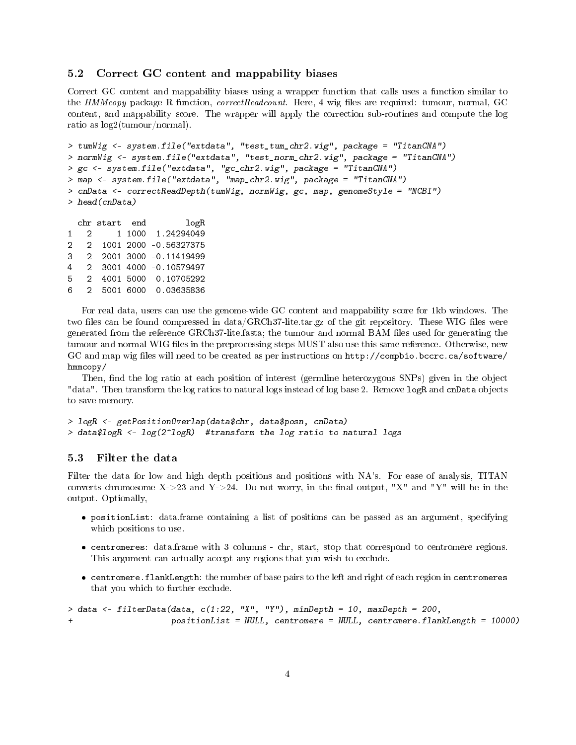### 5.2 Correct GC content and mappability biases

Correct GC content and mappability biases using a wrapper function that calls uses a function similar to the *HMMcopy* package R function, *correctReadcount*. Here, 4 wig files are required: tumour, normal, GC content, and mappability score. The wrapper will apply the correction sub-routines and compute the log ratio as log2(tumour/normal).

```
> tumWig <- system.file("extdata", "test_tum_chr2.wig", package = "TitanCNA")
> normWig <- system.file("extdata", "test_norm_chr2.wig", package = "TitanCNA")
> gc <- system.file("extdata", "gc_chr2.wig", package = "TitanCNA")
> map <- system.file("extdata", "map_chr2.wig", package = "TitanCNA")
> cnData <- correctReadDepth(tumWig, normWig, gc, map, genomeStyle = "NCBI")
> head(cnData)

  chr start  end        logR
1   2     1 1000  1.24294049
2   2  1001 2000 -0.56327375
3   2  2001 3000 -0.11419499
4   2  3001 4000 -0.10579497
5   2  4001 5000  0.10705292
6   2  5001 6000  0.03635836
```

For real data, users can use the genome-wide GC content and mappability score for 1kb windows. The two files can be found compressed in data/GRCh37-lite.tar.gz of the git repository. These WIG files were generated from the reference GRCh37-lite.fasta; the tumour and normal BAM files used for generating the tumour and normal WIG files in the preprocessing steps MUST also use this same reference. Otherwise, new GC and map wig files will need to be created as per instructions on http://compbio.bccrc.ca/software/hmmcopy/

Then, find the log ratio at each position of interest (germline heterozygous SNPs) given in the object "data". Then transform the log ratios to natural logs instead of log base 2. Remove `logR` and `cnData` objects to save memory.

```
> logR <- getPositionOverlap(data$chr, data$posn, cnData)
> data$logR <- log(2^logR)  #transform the log ratio to natural logs
```

### 5.3 Filter the data

Filter the data for low and high depth positions and positions with NA's. For ease of analysis, TITAN converts chromosome X->23 and Y->24. Do not worry, in the final output, "X" and "Y" will be in the output. Optionally,

- `positionList`: data.frame containing a list of positions can be passed as an argument, specifying which positions to use.
- `centromeres`: data.frame with 3 columns - chr, start, stop that correspond to centromere regions. This argument can actually accept any regions that you wish to exclude.
- `centromere.flankLength`: the number of base pairs to the left and right of each region in `centromeres` that you which to further exclude.

```
> data <- filterData(data, c(1:22, "X", "Y"), minDepth = 10, maxDepth = 200,
+                     positionList = NULL, centromere = NULL, centromere.flankLength = 10000)
```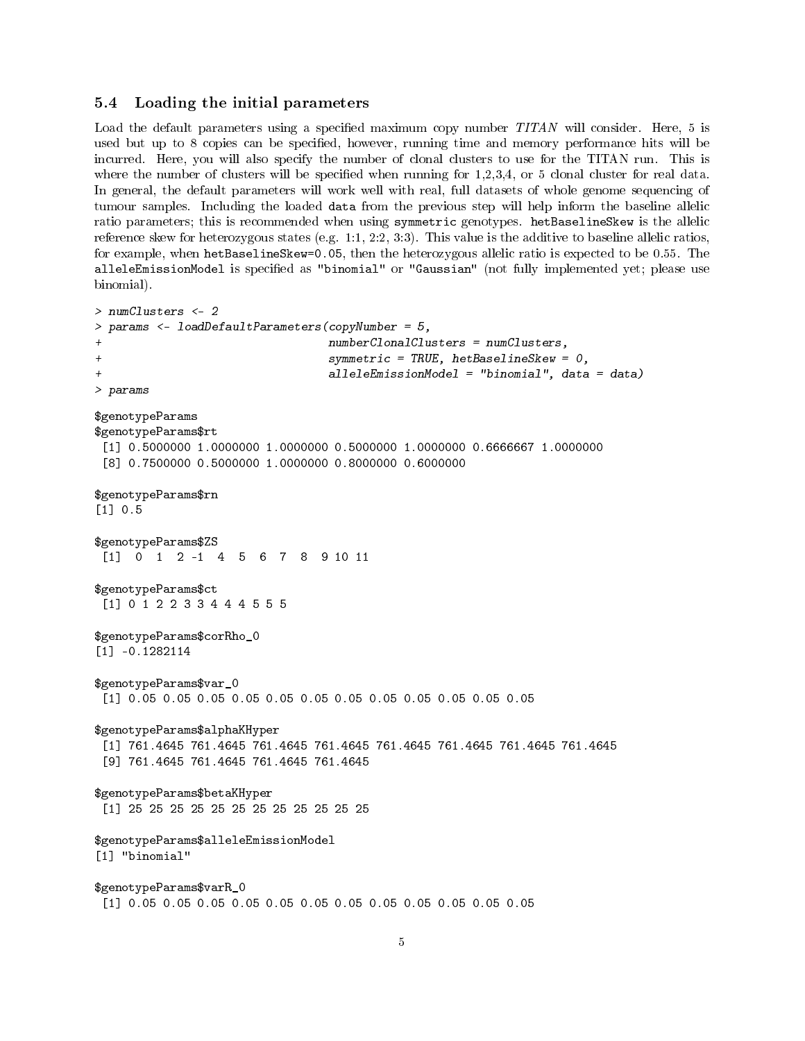### 5.4 Loading the initial parameters

Load the default parameters using a specified maximum copy number *TITAN* will consider. Here, 5 is used but up to 8 copies can be specified, however, running time and memory performance hits will be incurred. Here, you will also specify the number of clonal clusters to use for the TITAN run. This is where the number of clusters will be specified when running for 1,2,3,4, or 5 clonal cluster for real data. In general, the default parameters will work well with real, full datasets of whole genome sequencing of tumour samples. Including the loaded `data` from the previous step will help inform the baseline allelic ratio parameters; this is recommended when using `symmetric` genotypes. `hetBaselineSkew` is the allelic reference skew for heterozygous states (e.g. 1:1, 2:2, 3:3). This value is the additive to baseline allelic ratios, for example, when `hetBaselineSkew=0.05`, then the heterozygous allelic ratio is expected to be 0.55. The `alleleEmissionModel` is specified as `"binomial"` or `"Gaussian"` (not fully implemented yet; please use binomial).

```
> numClusters <- 2
> params <- loadDefaultParameters(copyNumber = 5,
+                                 numberClonalClusters = numClusters,
+                                 symmetric = TRUE, hetBaselineSkew = 0,
+                                 alleleEmissionModel = "binomial", data = data)
> params

$genotypeParams
$genotypeParams$rt
 [1] 0.5000000 1.0000000 1.0000000 0.5000000 1.0000000 0.6666667 1.0000000
 [8] 0.7500000 0.5000000 1.0000000 0.8000000 0.6000000

$genotypeParams$rn
[1] 0.5

$genotypeParams$ZS
 [1]  0  1  2 -1  4  5  6  7  8  9 10 11

$genotypeParams$ct
 [1] 0 1 2 2 3 3 4 4 4 5 5 5

$genotypeParams$corRho_0
[1] -0.1282114

$genotypeParams$var_0
 [1] 0.05 0.05 0.05 0.05 0.05 0.05 0.05 0.05 0.05 0.05 0.05 0.05

$genotypeParams$alphaKHyper
 [1] 761.4645 761.4645 761.4645 761.4645 761.4645 761.4645 761.4645 761.4645
 [9] 761.4645 761.4645 761.4645 761.4645

$genotypeParams$betaKHyper
 [1] 25 25 25 25 25 25 25 25 25 25 25 25

$genotypeParams$alleleEmissionModel
[1] "binomial"

$genotypeParams$varR_0
 [1] 0.05 0.05 0.05 0.05 0.05 0.05 0.05 0.05 0.05 0.05 0.05 0.05
```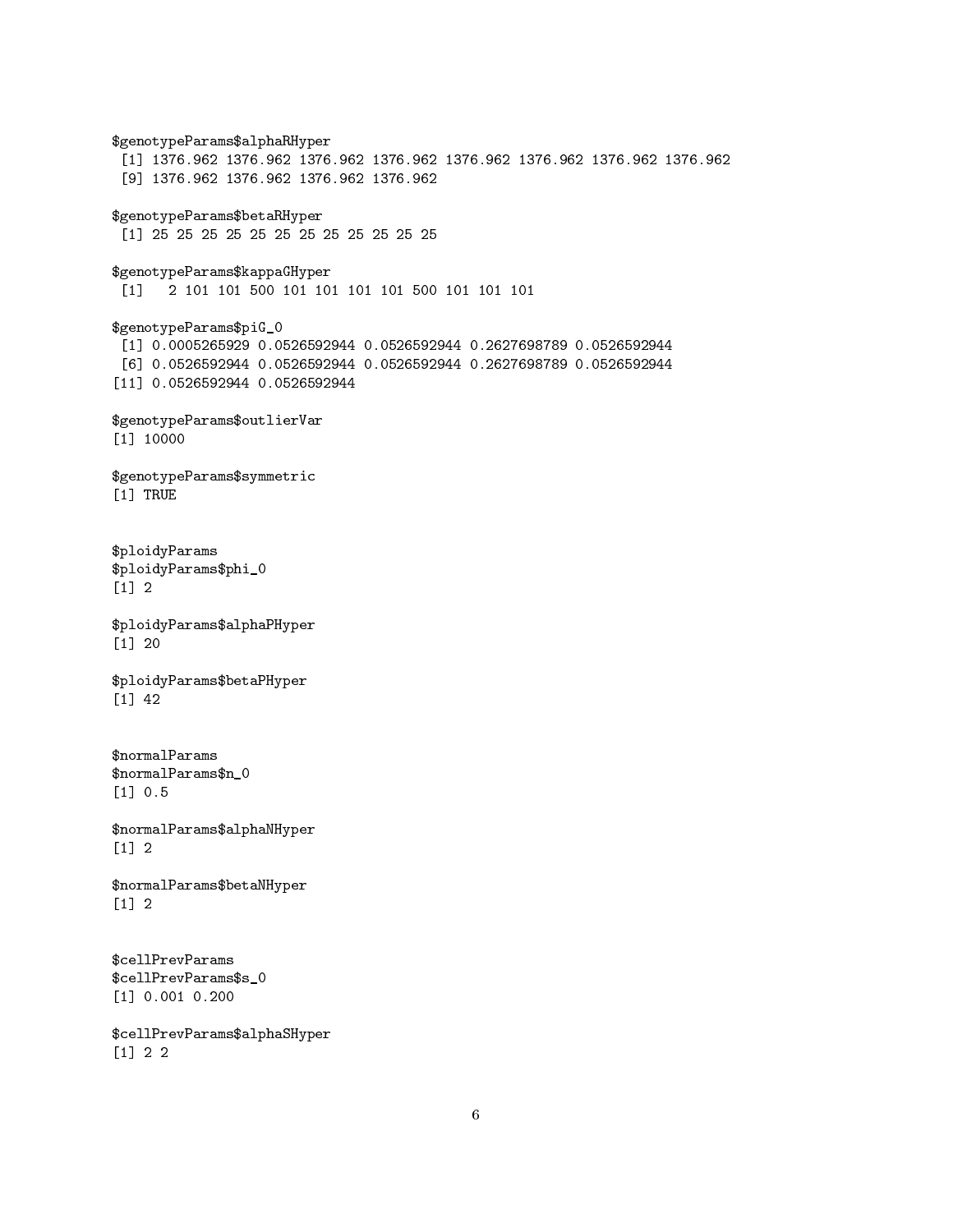```
$genotypeParams$alphaRHyper
 [1] 1376.962 1376.962 1376.962 1376.962 1376.962 1376.962 1376.962 1376.962
 [9] 1376.962 1376.962 1376.962 1376.962

$genotypeParams$betaRHyper
 [1] 25 25 25 25 25 25 25 25 25 25 25 25

$genotypeParams$kappaGHyper
 [1]   2 101 101 500 101 101 101 101 500 101 101 101

$genotypeParams$piG_0
 [1] 0.0005265929 0.0526592944 0.0526592944 0.2627698789 0.0526592944
 [6] 0.0526592944 0.0526592944 0.0526592944 0.2627698789 0.0526592944
[11] 0.0526592944 0.0526592944

$genotypeParams$outlierVar
[1] 10000

$genotypeParams$symmetric
[1] TRUE


$ploidyParams
$ploidyParams$phi_0
[1] 2

$ploidyParams$alphaPHyper
[1] 20

$ploidyParams$betaPHyper
[1] 42


$normalParams
$normalParams$n_0
[1] 0.5

$normalParams$alphaNHyper
[1] 2

$normalParams$betaNHyper
[1] 2


$cellPrevParams
$cellPrevParams$s_0
[1] 0.001 0.200

$cellPrevParams$alphaSHyper
[1] 2 2
```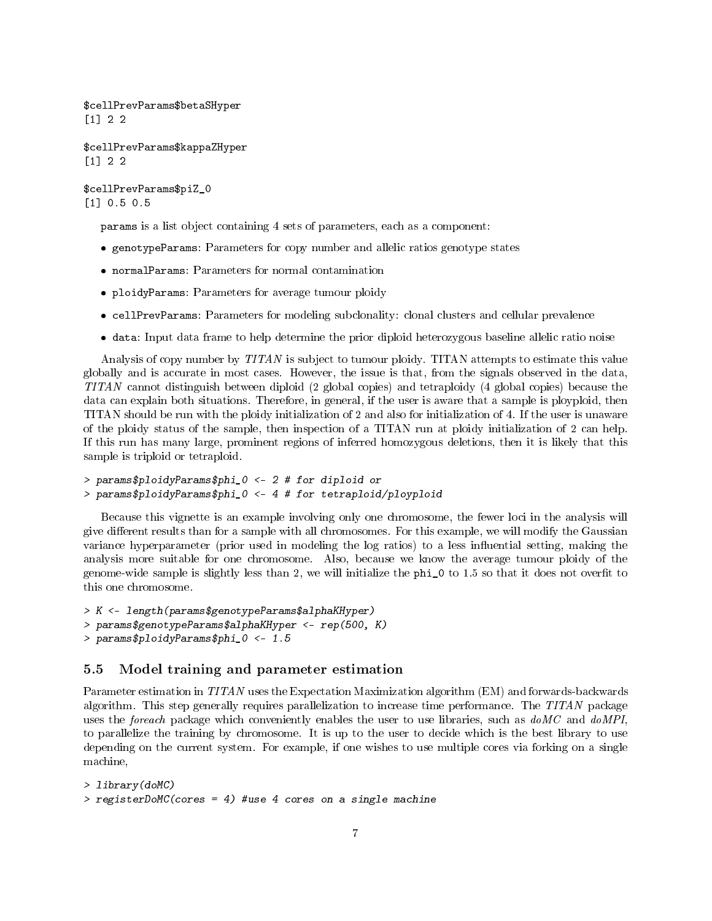```
$cellPrevParams$betaSHyper
[1] 2 2

$cellPrevParams$kappaZHyper
[1] 2 2

$cellPrevParams$piZ_0
[1] 0.5 0.5
```

params is a list object containing 4 sets of parameters, each as a component:

- genotypeParams: Parameters for copy number and allelic ratios genotype states
- normalParams: Parameters for normal contamination
- ploidyParams: Parameters for average tumour ploidy
- cellPrevParams: Parameters for modeling subclonality: clonal clusters and cellular prevalence
- data: Input data frame to help determine the prior diploid heterozygous baseline allelic ratio noise

Analysis of copy number by *TITAN* is subject to tumour ploidy. TITAN attempts to estimate this value globally and is accurate in most cases. However, the issue is that, from the signals observed in the data, *TITAN* cannot distinguish between diploid (2 global copies) and tetraploidy (4 global copies) because the data can explain both situations. Therefore, in general, if the user is aware that a sample is ploypoid, then TITAN should be run with the ploidy initialization of 2 and also for initialization of 4. If the user is unaware of the ploidy status of the sample, then inspection of a TITAN run at ploidy initialization of 2 can help. If this run has many large, prominent regions of inferred homozygous deletions, then it is likely that this sample is triploid or tetraploid.

```
> params$ploidyParams$phi_0 <- 2 # for diploid or
> params$ploidyParams$phi_0 <- 4 # for tetraploid/ployploid
```

Because this vignette is an example involving only one chromosome, the fewer loci in the analysis will give different results than for a sample with all chromosomes. For this example, we will modify the Gaussian variance hyperparameter (prior used in modeling the log ratios) to a less influential setting, making the analysis more suitable for one chromosome. Also, because we know the average tumour ploidy of the genome-wide sample is slightly less than 2, we will initialize the phi_0 to 1.5 so that it does not overfit to this one chromosome.

```
> K <- length(params$genotypeParams$alphaKHyper)
> params$genotypeParams$alphaKHyper <- rep(500, K)
> params$ploidyParams$phi_0 <- 1.5
```

### 5.5 Model training and parameter estimation

Parameter estimation in *TITAN* uses the Expectation Maximization algorithm (EM) and forwards-backwards algorithm. This step generally requires parallelization to increase time performance. The *TITAN* package uses the *foreach* package which conveniently enables the user to use libraries, such as *doMC* and *doMPI*, to parallelize the training by chromosome. It is up to the user to decide which is the best library to use depending on the current system. For example, if one wishes to use multiple cores via forking on a single machine,

```
> library(doMC)
> registerDoMC(cores = 4) #use 4 cores on a single machine
```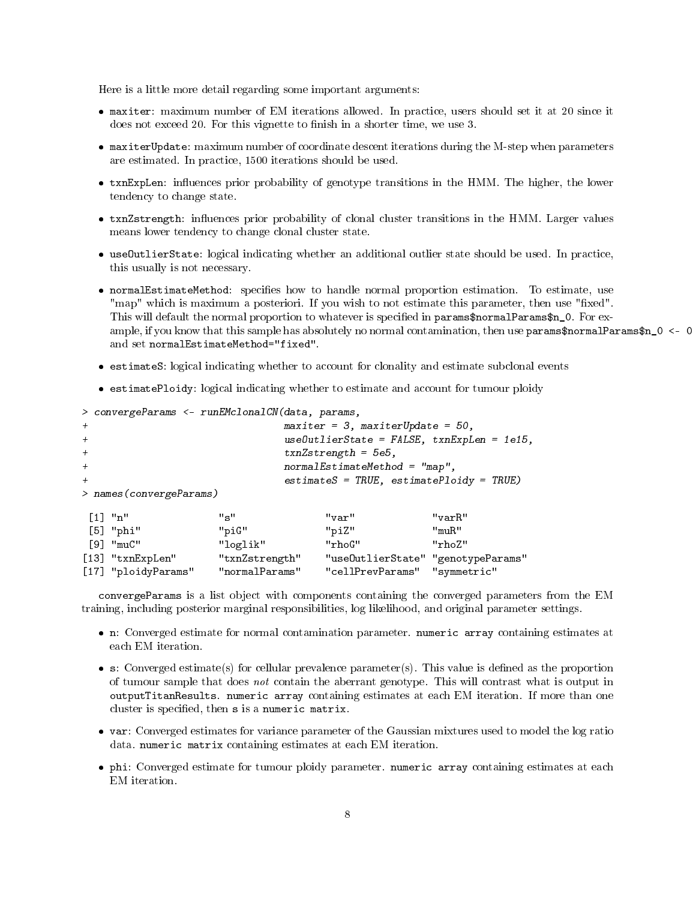Here is a little more detail regarding some important arguments:

- `maxiter`: maximum number of EM iterations allowed. In practice, users should set it at 20 since it does not exceed 20. For this vignette to finish in a shorter time, we use 3.
- `maxiterUpdate`: maximum number of coordinate descent iterations during the M-step when parameters are estimated. In practice, 1500 iterations should be used.
- `txnExpLen`: influences prior probability of genotype transitions in the HMM. The higher, the lower tendency to change state.
- `txnZstrength`: influences prior probability of clonal cluster transitions in the HMM. Larger values means lower tendency to change clonal cluster state.
- `useOutlierState`: logical indicating whether an additional outlier state should be used. In practice, this usually is not necessary.
- `normalEstimateMethod`: specifies how to handle normal proportion estimation. To estimate, use "map" which is maximum a posteriori. If you wish to not estimate this parameter, then use "fixed". This will default the normal proportion to whatever is specified in `params$normalParams$n_0`. For example, if you know that this sample has absolutely no normal contamination, then use `params$normalParams$n_0 <- 0` and set `normalEstimateMethod="fixed"`.
- `estimateS`: logical indicating whether to account for clonality and estimate subclonal events
- `estimatePloidy`: logical indicating whether to estimate and account for tumour ploidy

```
> convergeParams <- runEMclonalCN(data, params,
+                                  maxiter = 3, maxiterUpdate = 50,
+                                  useOutlierState = FALSE, txnExpLen = 1e15,
+                                  txnZstrength = 5e5,
+                                  normalEstimateMethod = "map",
+                                  estimateS = TRUE, estimatePloidy = TRUE)
> names(convergeParams)
```

```
 [1] "n"               "s"               "var"             "varR"           
 [5] "phi"             "piG"             "piZ"             "muR"            
 [9] "muC"             "loglik"          "rhoG"            "rhoZ"           
[13] "txnExpLen"       "txnZstrength"    "useOutlierState" "genotypeParams" 
[17] "ploidyParams"    "normalParams"    "cellPrevParams"  "symmetric"      
```

`convergeParams` is a list object with components containing the converged parameters from the EM training, including posterior marginal responsibilities, log likelihood, and original parameter settings.

- `n`: Converged estimate for normal contamination parameter. `numeric array` containing estimates at each EM iteration.
- `s`: Converged estimate(s) for cellular prevalence parameter(s). This value is defined as the proportion of tumour sample that does *not* contain the aberrant genotype. This will contrast what is output in `outputTitanResults`. `numeric array` containing estimates at each EM iteration. If more than one cluster is specified, then `s` is a `numeric matrix`.
- `var`: Converged estimates for variance parameter of the Gaussian mixtures used to model the log ratio data. `numeric matrix` containing estimates at each EM iteration.
- `phi`: Converged estimate for tumour ploidy parameter. `numeric array` containing estimates at each EM iteration.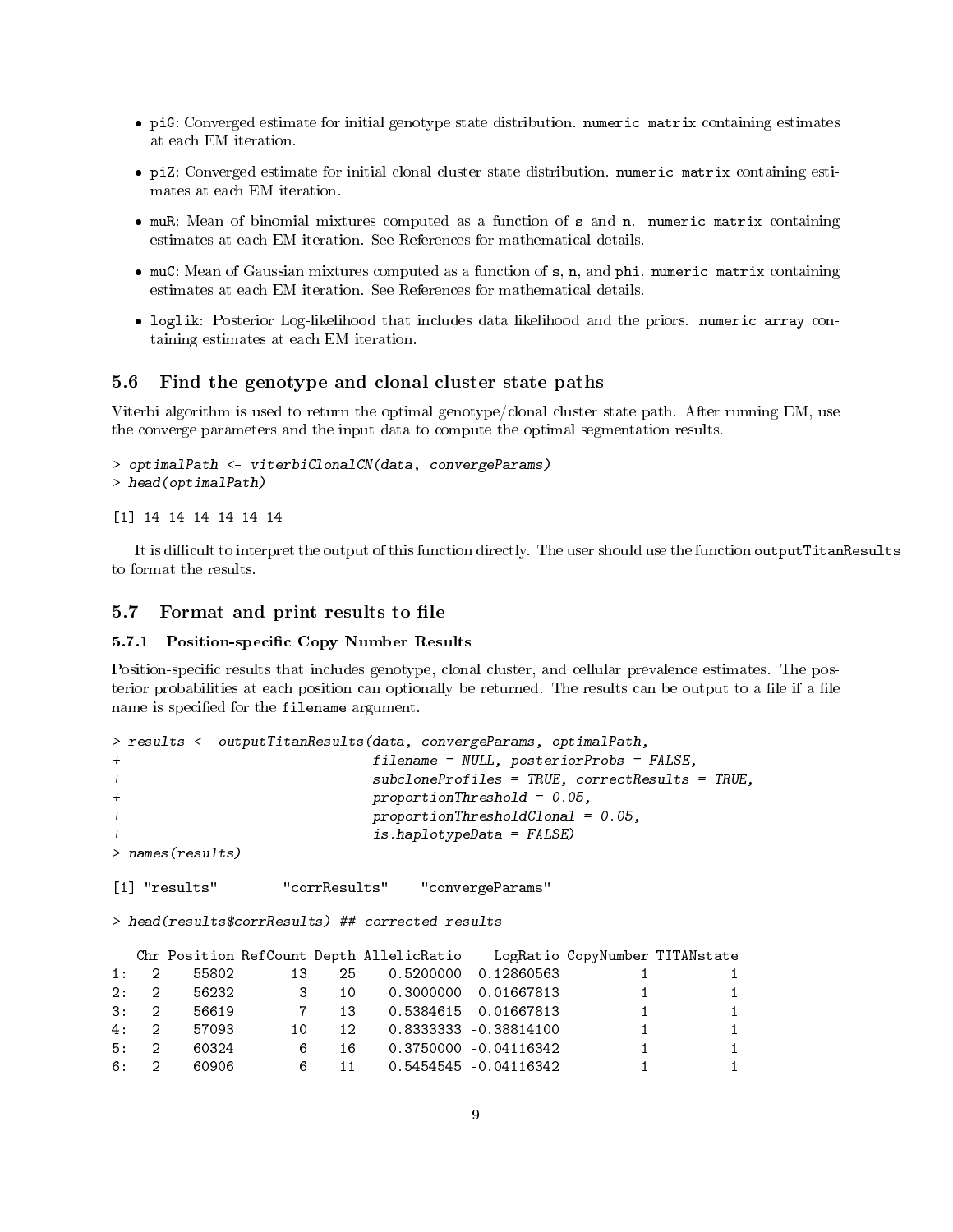- `piG`: Converged estimate for initial genotype state distribution. `numeric matrix` containing estimates at each EM iteration.
- `piZ`: Converged estimate for initial clonal cluster state distribution. `numeric matrix` containing estimates at each EM iteration.
- `muR`: Mean of binomial mixtures computed as a function of `s` and `n`. `numeric matrix` containing estimates at each EM iteration. See References for mathematical details.
- `muC`: Mean of Gaussian mixtures computed as a function of `s`, `n`, and `phi`. `numeric matrix` containing estimates at each EM iteration. See References for mathematical details.
- `loglik`: Posterior Log-likelihood that includes data likelihood and the priors. `numeric array` containing estimates at each EM iteration.

## 5.6 Find the genotype and clonal cluster state paths

Viterbi algorithm is used to return the optimal genotype/clonal cluster state path. After running EM, use the converge parameters and the input data to compute the optimal segmentation results.

```
> optimalPath <- viterbiClonalCN(data, convergeParams)
> head(optimalPath)
```

```
[1] 14 14 14 14 14 14
```

It is difficult to interpret the output of this function directly. The user should use the function `outputTitanResults` to format the results.

## 5.7 Format and print results to file

### 5.7.1 Position-specific Copy Number Results

Position-specific results that includes genotype, clonal cluster, and cellular prevalence estimates. The posterior probabilities at each position can optionally be returned. The results can be output to a file if a file name is specified for the `filename` argument.

```
> results <- outputTitanResults(data, convergeParams, optimalPath,
+                              filename = NULL, posteriorProbs = FALSE,
+                              subcloneProfiles = TRUE, correctResults = TRUE,
+                              proportionThreshold = 0.05,
+                              proportionThresholdClonal = 0.05,
+                              is.haplotypeData = FALSE)
> names(results)
```

```
[1] "results"        "corrResults"    "convergeParams"
```

```
> head(results$corrResults) ## corrected results
```

```
   Chr Position RefCount Depth AllelicRatio    LogRatio CopyNumber TITANstate
1:   2    55802       13    25    0.5200000  0.12860563          1          1
2:   2    56232        3    10    0.3000000  0.01667813          1          1
3:   2    56619        7    13    0.5384615  0.01667813          1          1
4:   2    57093       10    12    0.8333333 -0.38814100          1          1
5:   2    60324        6    16    0.3750000 -0.04116342          1          1
6:   2    60906        6    11    0.5454545 -0.04116342          1          1
```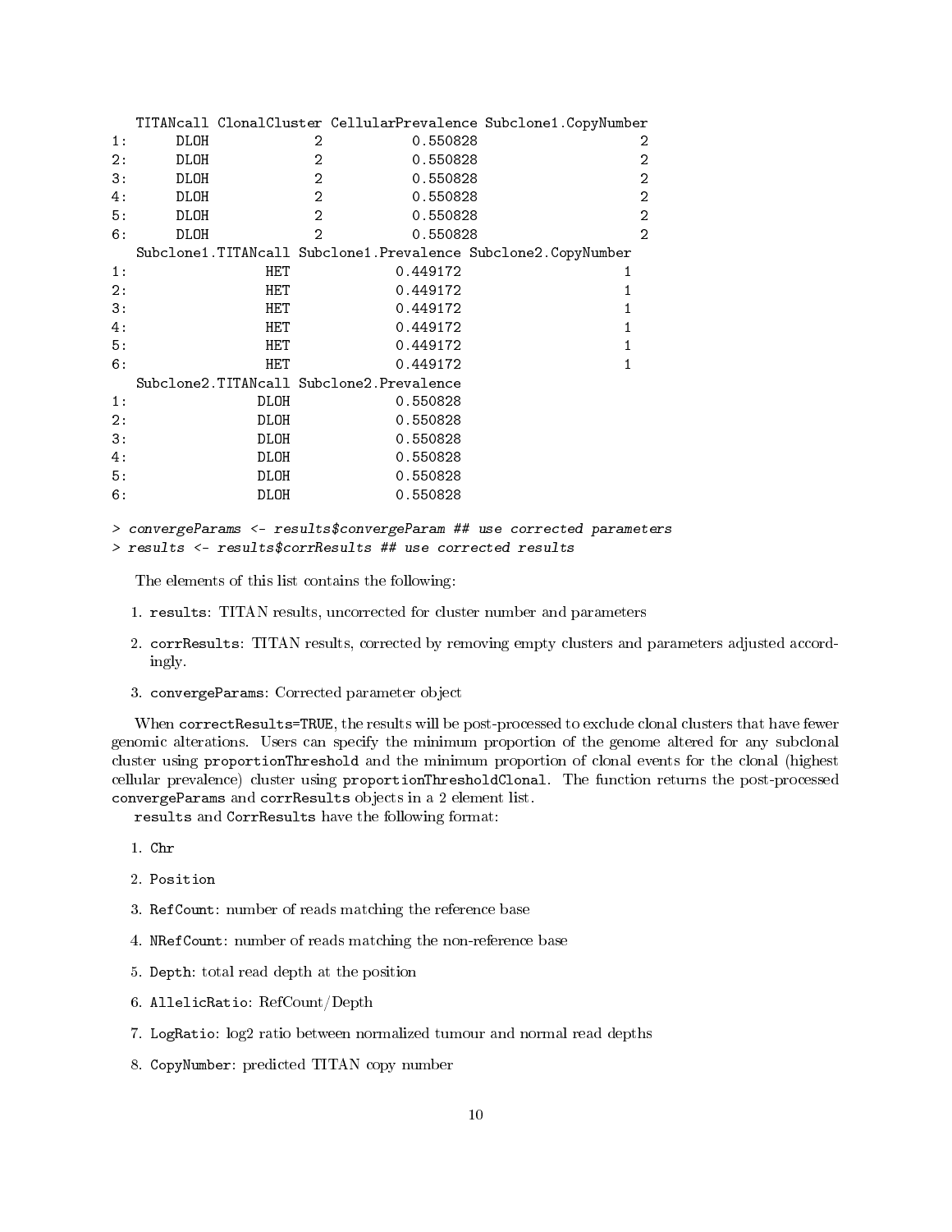```
   TITANcall ClonalCluster CellularPrevalence Subclone1.CopyNumber
1:      DLOH             2           0.550828                    2
2:      DLOH             2           0.550828                    2
3:      DLOH             2           0.550828                    2
4:      DLOH             2           0.550828                    2
5:      DLOH             2           0.550828                    2
6:      DLOH             2           0.550828                    2
   Subclone1.TITANcall Subclone1.Prevalence Subclone2.CopyNumber
1:                 HET             0.449172                    1
2:                 HET             0.449172                    1
3:                 HET             0.449172                    1
4:                 HET             0.449172                    1
5:                 HET             0.449172                    1
6:                 HET             0.449172                    1
   Subclone2.TITANcall Subclone2.Prevalence
1:                DLOH             0.550828
2:                DLOH             0.550828
3:                DLOH             0.550828
4:                DLOH             0.550828
5:                DLOH             0.550828
6:                DLOH             0.550828
```

```
> convergeParams <- results$convergeParam ## use corrected parameters
> results <- results$corrResults ## use corrected results
```

The elements of this list contains the following:

1. `results`: TITAN results, uncorrected for cluster number and parameters
2. `corrResults`: TITAN results, corrected by removing empty clusters and parameters adjusted accordingly.
3. `convergeParams`: Corrected parameter object

When `correctResults=TRUE`, the results will be post-processed to exclude clonal clusters that have fewer genomic alterations. Users can specify the minimum proportion of the genome altered for any subclonal cluster using `proportionThreshold` and the minimum proportion of clonal events for the clonal (highest cellular prevalence) cluster using `proportionThresholdClonal`. The function returns the post-processed `convergeParams` and `corrResults` objects in a 2 element list.

`results` and `CorrResults` have the following format:

1. `Chr`
2. `Position`
3. `RefCount`: number of reads matching the reference base
4. `NRefCount`: number of reads matching the non-reference base
5. `Depth`: total read depth at the position
6. `AllelicRatio`: RefCount/Depth
7. `LogRatio`: log2 ratio between normalized tumour and normal read depths
8. `CopyNumber`: predicted TITAN copy number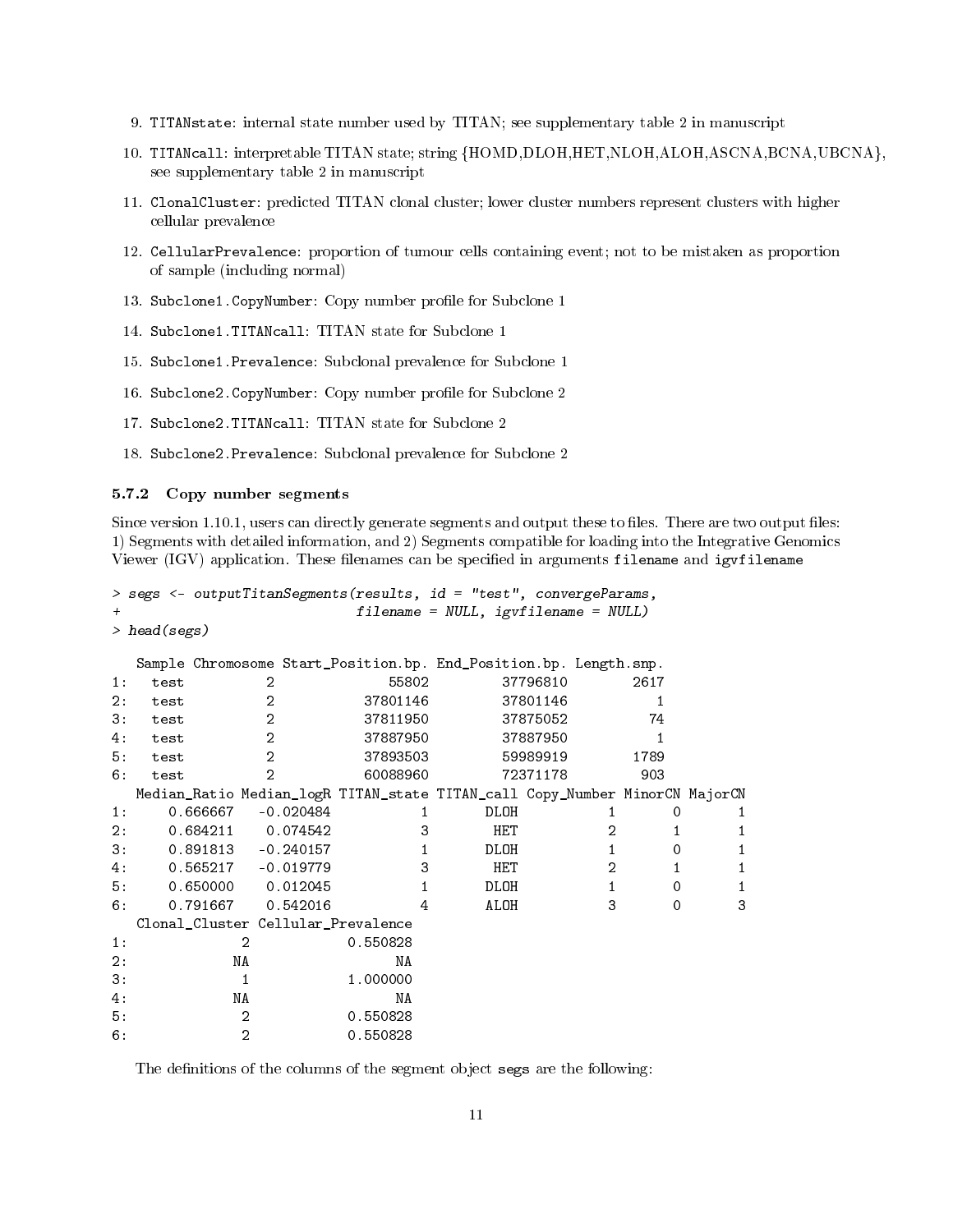9. `TITANstate`: internal state number used by TITAN; see supplementary table 2 in manuscript
10. `TITANcall`: interpretable TITAN state; string {HOMD,DLOH,HET,NLOH,ALOH,ASCNA,BCNA,UBCNA}, see supplementary table 2 in manuscript
11. `ClonalCluster`: predicted TITAN clonal cluster; lower cluster numbers represent clusters with higher cellular prevalence
12. `CellularPrevalence`: proportion of tumour cells containing event; not to be mistaken as proportion of sample (including normal)
13. `Subclone1.CopyNumber`: Copy number profile for Subclone 1
14. `Subclone1.TITANcall`: TITAN state for Subclone 1
15. `Subclone1.Prevalence`: Subclonal prevalence for Subclone 1
16. `Subclone2.CopyNumber`: Copy number profile for Subclone 2
17. `Subclone2.TITANcall`: TITAN state for Subclone 2
18. `Subclone2.Prevalence`: Subclonal prevalence for Subclone 2

### 5.7.2 Copy number segments

Since version 1.10.1, users can directly generate segments and output these to files. There are two output files: 1) Segments with detailed information, and 2) Segments compatible for loading into the Integrative Genomics Viewer (IGV) application. These filenames can be specified in arguments `filename` and `igvfilename`

```
> segs <- outputTitanSegments(results, id = "test", convergeParams,
+                             filename = NULL, igvfilename = NULL)
> head(segs)

   Sample Chromosome Start_Position.bp. End_Position.bp. Length.snp.
1:   test          2              55802         37796810        2617
2:   test          2           37801146         37801146           1
3:   test          2           37811950         37875052          74
4:   test          2           37887950         37887950           1
5:   test          2           37893503         59989919        1789
6:   test          2           60088960         72371178         903
   Median_Ratio Median_logR TITAN_state TITAN_call Copy_Number MinorCN MajorCN
1:     0.666667   -0.020484           1       DLOH           1       0       1
2:     0.684211    0.074542           3        HET           2       1       1
3:     0.891813   -0.240157           1       DLOH           1       0       1
4:     0.565217   -0.019779           3        HET           2       1       1
5:     0.650000    0.012045           1       DLOH           1       0       1
6:     0.791667    0.542016           4       ALOH           3       0       3
   Clonal_Cluster Cellular_Prevalence
1:              2            0.550828
2:             NA                  NA
3:              1            1.000000
4:             NA                  NA
5:              2            0.550828
6:              2            0.550828
```

The definitions of the columns of the segment object `segs` are the following: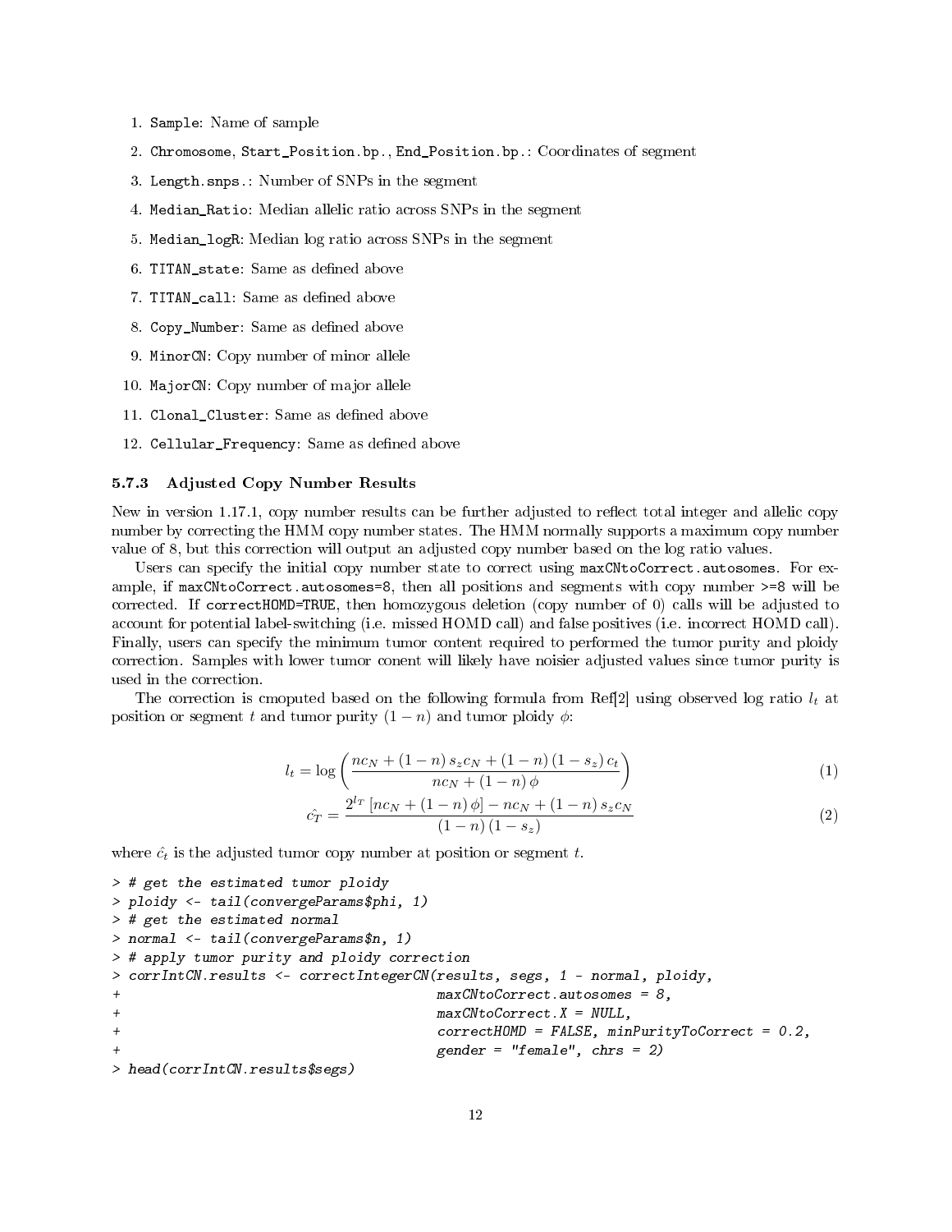1. `Sample`: Name of sample
2. `Chromosome`, `Start_Position.bp.`, `End_Position.bp.`: Coordinates of segment
3. `Length.snps.`: Number of SNPs in the segment
4. `Median_Ratio`: Median allelic ratio across SNPs in the segment
5. `Median_logR`: Median log ratio across SNPs in the segment
6. `TITAN_state`: Same as defined above
7. `TITAN_call`: Same as defined above
8. `Copy_Number`: Same as defined above
9. `MinorCN`: Copy number of minor allele
10. `MajorCN`: Copy number of major allele
11. `Clonal_Cluster`: Same as defined above
12. `Cellular_Frequency`: Same as defined above

### 5.7.3 Adjusted Copy Number Results

New in version 1.17.1, copy number results can be further adjusted to reflect total integer and allelic copy number by correcting the HMM copy number states. The HMM normally supports a maximum copy number value of 8, but this correction will output an adjusted copy number based on the log ratio values.

Users can specify the initial copy number state to correct using `maxCNtoCorrect.autosomes`. For example, if `maxCNtoCorrect.autosomes=8`, then all positions and segments with copy number >=8 will be corrected. If `correctHOMD=TRUE`, then homozygous deletion (copy number of 0) calls will be adjusted to account for potential label-switching (i.e. missed HOMD call) and false positives (i.e. incorrect HOMD call). Finally, users can specify the minimum tumor content required to performed the tumor purity and ploidy correction. Samples with lower tumor conent will likely have noisier adjusted values since tumor purity is used in the correction.

The correction is cmoputed based on the following formula from Ref[2] using observed log ratio $l_t$ at position or segment $t$ and tumor purity $(1-n)$ and tumor ploidy $\phi$:

$$l_t = \log\left(\frac{nc_N + (1-n)\,s_z c_N + (1-n)\,(1-s_z)\,c_t}{nc_N + (1-n)\,\phi}\right) \tag{1}$$

$$\hat{c_T} = \frac{2^{l_T}\left[nc_N + (1-n)\,\phi\right] - nc_N + (1-n)\,s_z c_N}{(1-n)\,(1-s_z)} \tag{2}$$

where $\hat{c}_t$ is the adjusted tumor copy number at position or segment $t$.

```
> # get the estimated tumor ploidy
> ploidy <- tail(convergeParams$phi, 1)
> # get the estimated normal
> normal <- tail(convergeParams$n, 1)
> # apply tumor purity and ploidy correction
> corrIntCN.results <- correctIntegerCN(results, segs, 1 - normal, ploidy,
+                                       maxCNtoCorrect.autosomes = 8,
+                                       maxCNtoCorrect.X = NULL,
+                                       correctHOMD = FALSE, minPurityToCorrect = 0.2,
+                                       gender = "female", chrs = 2)
> head(corrIntCN.results$segs)
```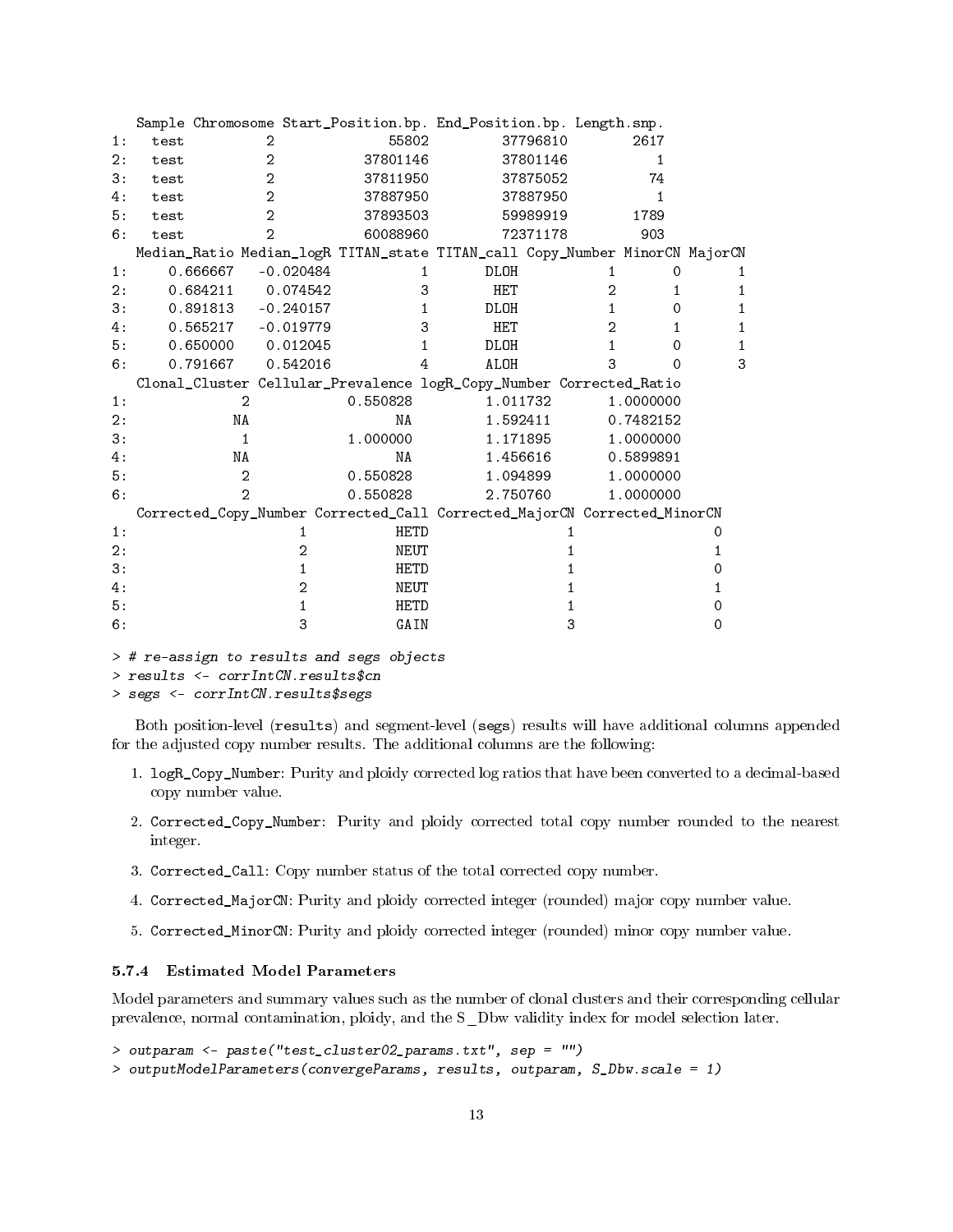```
   Sample Chromosome Start_Position.bp. End_Position.bp. Length.snp.
1:   test          2              55802         37796810        2617
2:   test          2           37801146         37801146           1
3:   test          2           37811950         37875052          74
4:   test          2           37887950         37887950           1
5:   test          2           37893503         59989919        1789
6:   test          2           60088960         72371178         903
   Median_Ratio Median_logR TITAN_state TITAN_call Copy_Number MinorCN MajorCN
1:     0.666667   -0.020484           1       DLOH           1       0       1
2:     0.684211    0.074542           3        HET           2       1       1
3:     0.891813   -0.240157           1       DLOH           1       0       1
4:     0.565217   -0.019779           3        HET           2       1       1
5:     0.650000    0.012045           1       DLOH           1       0       1
6:     0.791667    0.542016           4       ALOH           3       0       3
   Clonal_Cluster Cellular_Prevalence logR_Copy_Number Corrected_Ratio
1:              2            0.550828         1.011732       1.0000000
2:             NA                  NA         1.592411       0.7482152
3:              1            1.000000         1.171895       1.0000000
4:             NA                  NA         1.456616       0.5899891
5:              2            0.550828         1.094899       1.0000000
6:              2            0.550828         2.750760       1.0000000
   Corrected_Copy_Number Corrected_Call Corrected_MajorCN Corrected_MinorCN
1:                     1           HETD                 1                 0
2:                     2           NEUT                 1                 1
3:                     1           HETD                 1                 0
4:                     2           NEUT                 1                 1
5:                     1           HETD                 1                 0
6:                     3           GAIN                 3                 0
```

```
> # re-assign to results and segs objects
> results <- corrIntCN.results$cn
> segs <- corrIntCN.results$segs
```

Both position-level (`results`) and segment-level (`segs`) results will have additional columns appended for the adjusted copy number results. The additional columns are the following:

1. `logR_Copy_Number`: Purity and ploidy corrected log ratios that have been converted to a decimal-based copy number value.
2. `Corrected_Copy_Number`: Purity and ploidy corrected total copy number rounded to the nearest integer.
3. `Corrected_Call`: Copy number status of the total corrected copy number.
4. `Corrected_MajorCN`: Purity and ploidy corrected integer (rounded) major copy number value.
5. `Corrected_MinorCN`: Purity and ploidy corrected integer (rounded) minor copy number value.

### 5.7.4 Estimated Model Parameters

Model parameters and summary values such as the number of clonal clusters and their corresponding cellular prevalence, normal contamination, ploidy, and the S_Dbw validity index for model selection later.

```
> outparam <- paste("test_cluster02_params.txt", sep = "")
> outputModelParameters(convergeParams, results, outparam, S_Dbw.scale = 1)
```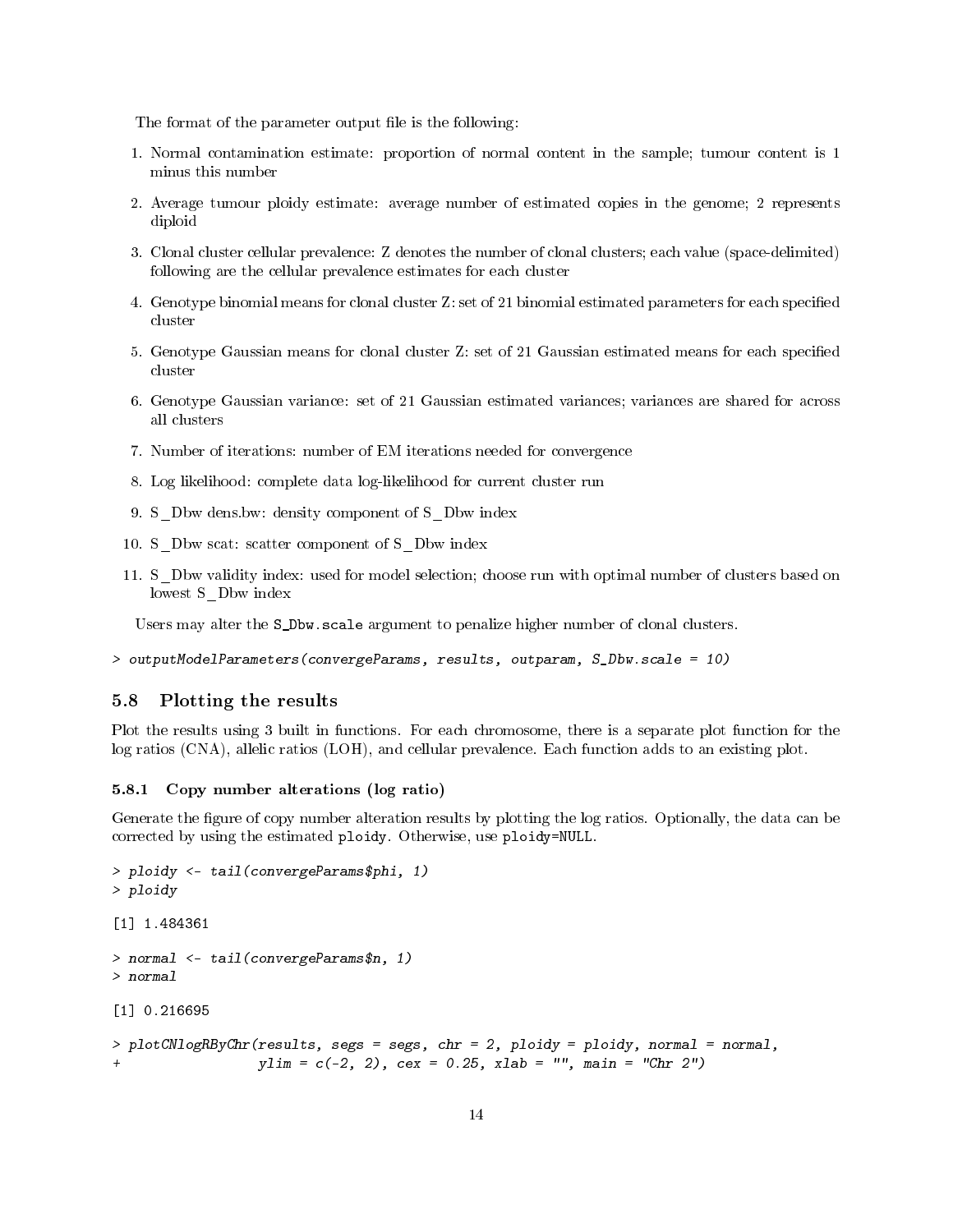The format of the parameter output file is the following:

1. Normal contamination estimate: proportion of normal content in the sample; tumour content is 1 minus this number
2. Average tumour ploidy estimate: average number of estimated copies in the genome; 2 represents diploid
3. Clonal cluster cellular prevalence: Z denotes the number of clonal clusters; each value (space-delimited) following are the cellular prevalence estimates for each cluster
4. Genotype binomial means for clonal cluster Z: set of 21 binomial estimated parameters for each specified cluster
5. Genotype Gaussian means for clonal cluster Z: set of 21 Gaussian estimated means for each specified cluster
6. Genotype Gaussian variance: set of 21 Gaussian estimated variances; variances are shared for across all clusters
7. Number of iterations: number of EM iterations needed for convergence
8. Log likelihood: complete data log-likelihood for current cluster run
9. S_Dbw dens.bw: density component of S_Dbw index
10. S_Dbw scat: scatter component of S_Dbw index
11. S_Dbw validity index: used for model selection; choose run with optimal number of clusters based on lowest S_Dbw index

Users may alter the `S_Dbw.scale` argument to penalize higher number of clonal clusters.

```
> outputModelParameters(convergeParams, results, outparam, S_Dbw.scale = 10)
```

## 5.8 Plotting the results

Plot the results using 3 built in functions. For each chromosome, there is a separate plot function for the log ratios (CNA), allelic ratios (LOH), and cellular prevalence. Each function adds to an existing plot.

### 5.8.1 Copy number alterations (log ratio)

Generate the figure of copy number alteration results by plotting the log ratios. Optionally, the data can be corrected by using the estimated `ploidy`. Otherwise, use `ploidy=NULL`.

```
> ploidy <- tail(convergeParams$phi, 1)
> ploidy

[1] 1.484361

> normal <- tail(convergeParams$n, 1)
> normal

[1] 0.216695

> plotCNlogRByChr(results, segs = segs, chr = 2, ploidy = ploidy, normal = normal,
+                 ylim = c(-2, 2), cex = 0.25, xlab = "", main = "Chr 2")
```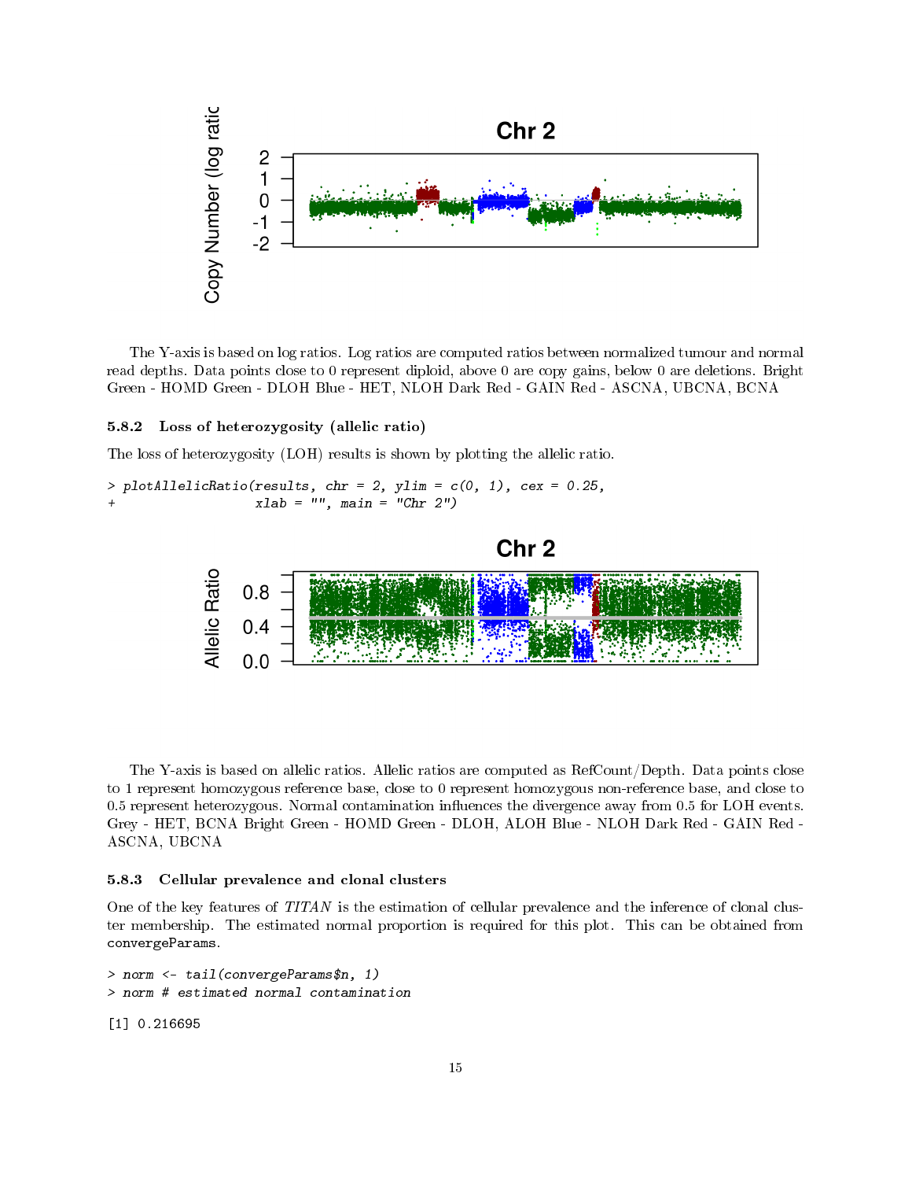The Y-axis is based on log ratios. Log ratios are computed ratios between normalized tumour and normal read depths. Data points close to 0 represent diploid, above 0 are copy gains, below 0 are deletions. Bright Green - HOMD Green - DLOH Blue - HET, NLOH Dark Red - GAIN Red - ASCNA, UBCNA, BCNA

### 5.8.2 Loss of heterozygosity (allelic ratio)

The loss of heterozygosity (LOH) results is shown by plotting the allelic ratio.

```
> plotAllelicRatio(results, chr = 2, ylim = c(0, 1), cex = 0.25,
+                  xlab = "", main = "Chr 2")
```

The Y-axis is based on allelic ratios. Allelic ratios are computed as RefCount/Depth. Data points close to 1 represent homozygous reference base, close to 0 represent homozygous non-reference base, and close to 0.5 represent heterozygous. Normal contamination influences the divergence away from 0.5 for LOH events. Grey - HET, BCNA Bright Green - HOMD Green - DLOH, ALOH Blue - NLOH Dark Red - GAIN Red - ASCNA, UBCNA

### 5.8.3 Cellular prevalence and clonal clusters

One of the key features of *TITAN* is the estimation of cellular prevalence and the inference of clonal cluster membership. The estimated normal proportion is required for this plot. This can be obtained from `convergeParams`.

```
> norm <- tail(convergeParams$n, 1)
> norm # estimated normal contamination
```

```
[1] 0.216695
```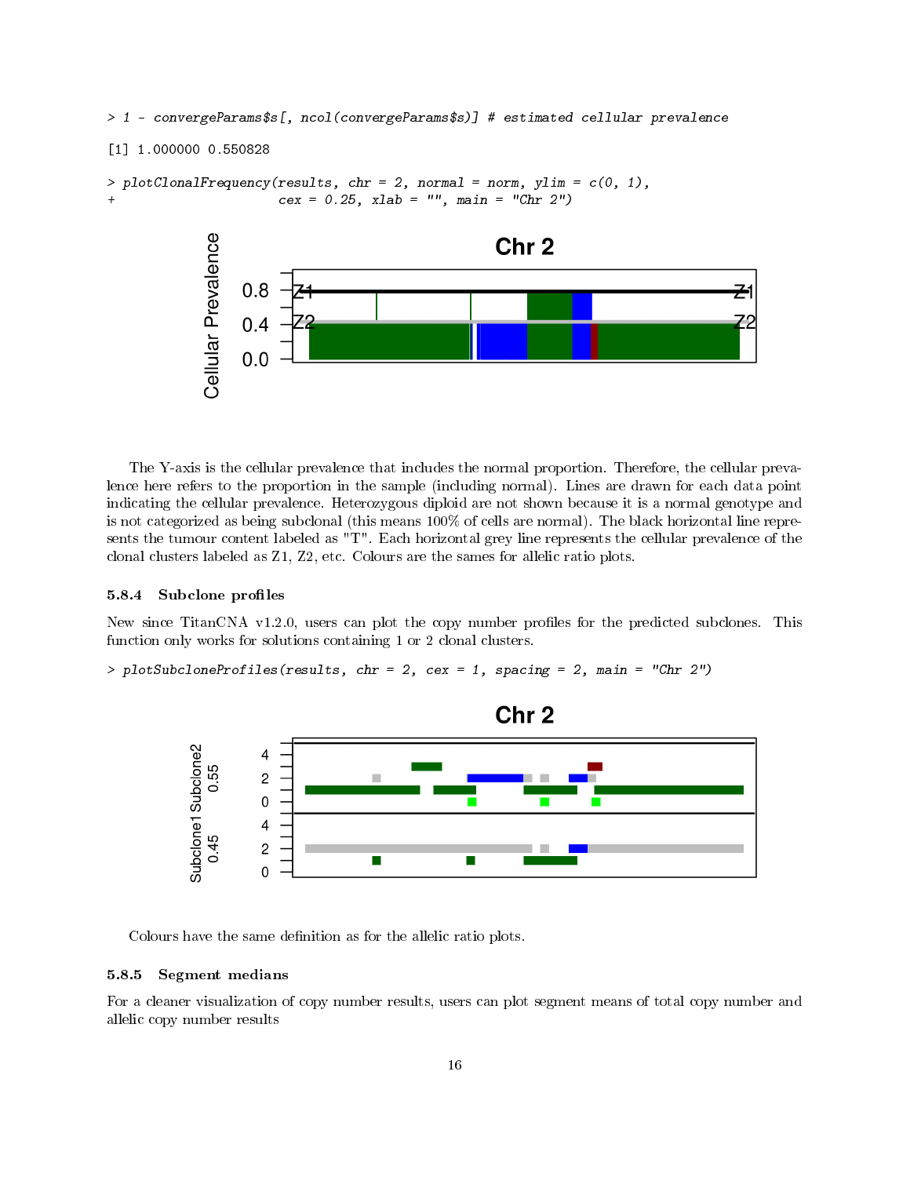```
> 1 - convergeParams$s[, ncol(convergeParams$s)] # estimated cellular prevalence

[1] 1.000000 0.550828

> plotClonalFrequency(results, chr = 2, normal = norm, ylim = c(0, 1),
+                     cex = 0.25, xlab = "", main = "Chr 2")
```

The Y-axis is the cellular prevalence that includes the normal proportion. Therefore, the cellular prevalence here refers to the proportion in the sample (including normal). Lines are drawn for each data point indicating the cellular prevalence. Heterozygous diploid are not shown because it is a normal genotype and is not categorized as being subclonal (this means 100% of cells are normal). The black horizontal line represents the tumour content labeled as "T". Each horizontal grey line represents the cellular prevalence of the clonal clusters labeled as Z1, Z2, etc. Colours are the sames for allelic ratio plots.

#### 5.8.4 Subclone profiles

New since TitanCNA v1.2.0, users can plot the copy number profiles for the predicted subclones. This function only works for solutions containing 1 or 2 clonal clusters.

```
> plotSubcloneProfiles(results, chr = 2, cex = 1, spacing = 2, main = "Chr 2")
```

Colours have the same definition as for the allelic ratio plots.

#### 5.8.5 Segment medians

For a cleaner visualization of copy number results, users can plot segment means of total copy number and allelic copy number results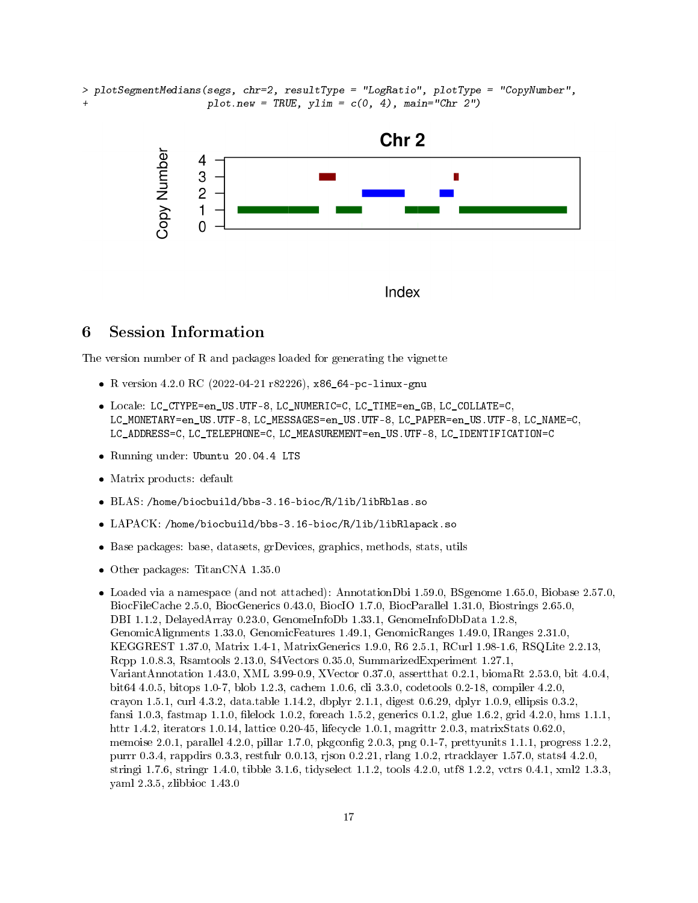```
> plotSegmentMedians(segs, chr=2, resultType = "LogRatio", plotType = "CopyNumber",
+                    plot.new = TRUE, ylim = c(0, 4), main="Chr 2")
```

# 6 Session Information

The version number of R and packages loaded for generating the vignette

- R version 4.2.0 RC (2022-04-21 r82226), `x86_64-pc-linux-gnu`
- Locale: `LC_CTYPE=en_US.UTF-8`, `LC_NUMERIC=C`, `LC_TIME=en_GB`, `LC_COLLATE=C`, `LC_MONETARY=en_US.UTF-8`, `LC_MESSAGES=en_US.UTF-8`, `LC_PAPER=en_US.UTF-8`, `LC_NAME=C`, `LC_ADDRESS=C`, `LC_TELEPHONE=C`, `LC_MEASUREMENT=en_US.UTF-8`, `LC_IDENTIFICATION=C`
- Running under: `Ubuntu 20.04.4 LTS`
- Matrix products: default
- BLAS: `/home/biocbuild/bbs-3.16-bioc/R/lib/libRblas.so`
- LAPACK: `/home/biocbuild/bbs-3.16-bioc/R/lib/libRlapack.so`
- Base packages: base, datasets, grDevices, graphics, methods, stats, utils
- Other packages: TitanCNA 1.35.0
- Loaded via a namespace (and not attached): AnnotationDbi 1.59.0, BSgenome 1.65.0, Biobase 2.57.0, BiocFileCache 2.5.0, BiocGenerics 0.43.0, BiocIO 1.7.0, BiocParallel 1.31.0, Biostrings 2.65.0, DBI 1.1.2, DelayedArray 0.23.0, GenomeInfoDb 1.33.1, GenomeInfoDbData 1.2.8, GenomicAlignments 1.33.0, GenomicFeatures 1.49.1, GenomicRanges 1.49.0, IRanges 2.31.0, KEGGREST 1.37.0, Matrix 1.4-1, MatrixGenerics 1.9.0, R6 2.5.1, RCurl 1.98-1.6, RSQLite 2.2.13, Rcpp 1.0.8.3, Rsamtools 2.13.0, S4Vectors 0.35.0, SummarizedExperiment 1.27.1, VariantAnnotation 1.43.0, XML 3.99-0.9, XVector 0.37.0, assertthat 0.2.1, biomaRt 2.53.0, bit 4.0.4, bit64 4.0.5, bitops 1.0-7, blob 1.2.3, cachem 1.0.6, cli 3.3.0, codetools 0.2-18, compiler 4.2.0, crayon 1.5.1, curl 4.3.2, data.table 1.14.2, dbplyr 2.1.1, digest 0.6.29, dplyr 1.0.9, ellipsis 0.3.2, fansi 1.0.3, fastmap 1.1.0, filelock 1.0.2, foreach 1.5.2, generics 0.1.2, glue 1.6.2, grid 4.2.0, hms 1.1.1, httr 1.4.2, iterators 1.0.14, lattice 0.20-45, lifecycle 1.0.1, magrittr 2.0.3, matrixStats 0.62.0, memoise 2.0.1, parallel 4.2.0, pillar 1.7.0, pkgconfig 2.0.3, png 0.1-7, prettyunits 1.1.1, progress 1.2.2, purrr 0.3.4, rappdirs 0.3.3, restfulr 0.0.13, rjson 0.2.21, rlang 1.0.2, rtracklayer 1.57.0, stats4 4.2.0, stringi 1.7.6, stringr 1.4.0, tibble 3.1.6, tidyselect 1.1.2, tools 4.2.0, utf8 1.2.2, vctrs 0.4.1, xml2 1.3.3, yaml 2.3.5, zlibbioc 1.43.0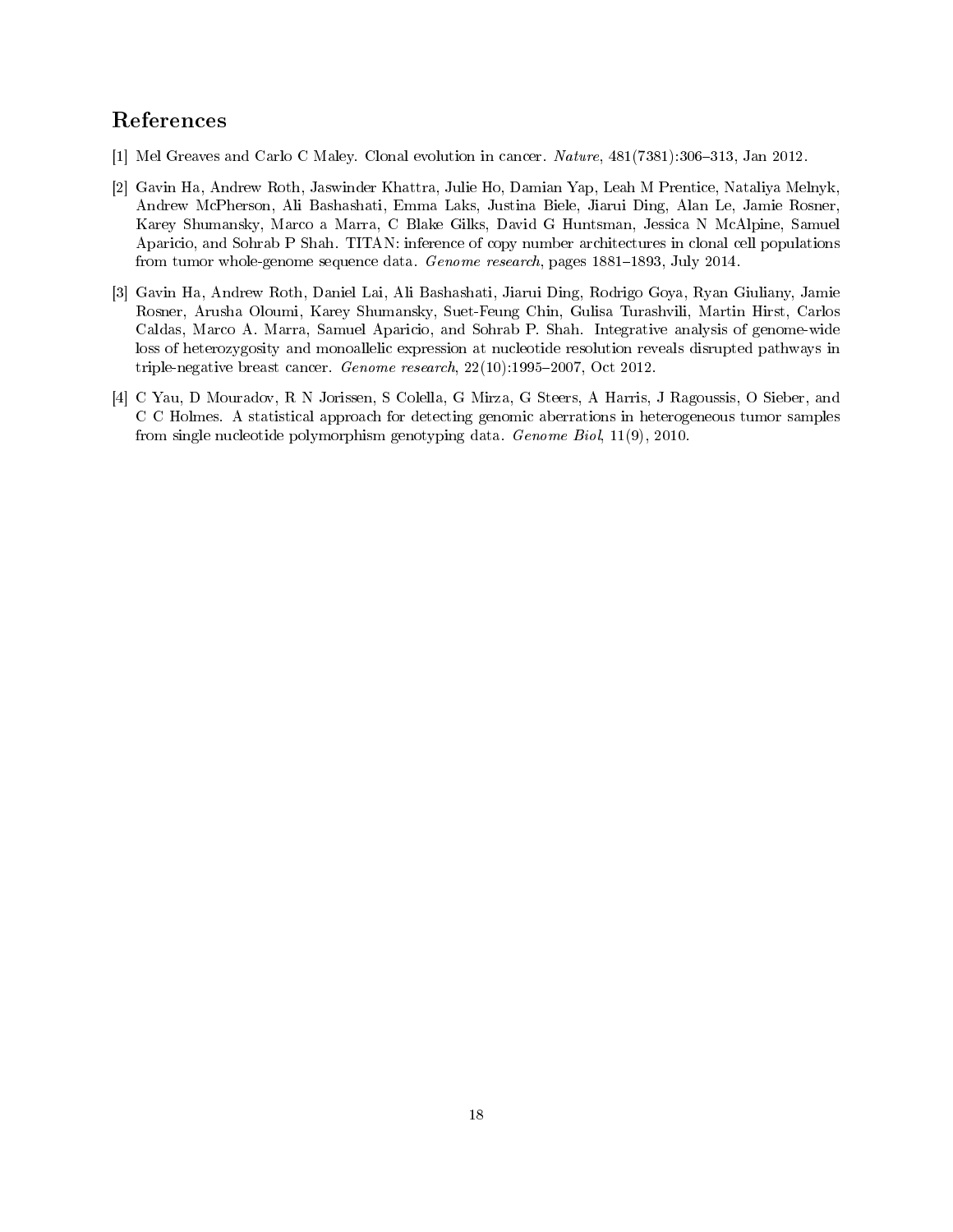## References

[1] Mel Greaves and Carlo C Maley. Clonal evolution in cancer. *Nature*, 481(7381):306–313, Jan 2012.

[2] Gavin Ha, Andrew Roth, Jaswinder Khattra, Julie Ho, Damian Yap, Leah M Prentice, Nataliya Melnyk, Andrew McPherson, Ali Bashashati, Emma Laks, Justina Biele, Jiarui Ding, Alan Le, Jamie Rosner, Karey Shumansky, Marco a Marra, C Blake Gilks, David G Huntsman, Jessica N McAlpine, Samuel Aparicio, and Sohrab P Shah. TITAN: inference of copy number architectures in clonal cell populations from tumor whole-genome sequence data. *Genome research*, pages 1881–1893, July 2014.

[3] Gavin Ha, Andrew Roth, Daniel Lai, Ali Bashashati, Jiarui Ding, Rodrigo Goya, Ryan Giuliany, Jamie Rosner, Arusha Oloumi, Karey Shumansky, Suet-Feung Chin, Gulisa Turashvili, Martin Hirst, Carlos Caldas, Marco A. Marra, Samuel Aparicio, and Sohrab P. Shah. Integrative analysis of genome-wide loss of heterozygosity and monoallelic expression at nucleotide resolution reveals disrupted pathways in triple-negative breast cancer. *Genome research*, 22(10):1995–2007, Oct 2012.

[4] C Yau, D Mouradov, R N Jorissen, S Colella, G Mirza, G Steers, A Harris, J Ragoussis, O Sieber, and C C Holmes. A statistical approach for detecting genomic aberrations in heterogeneous tumor samples from single nucleotide polymorphism genotyping data. *Genome Biol*, 11(9), 2010.